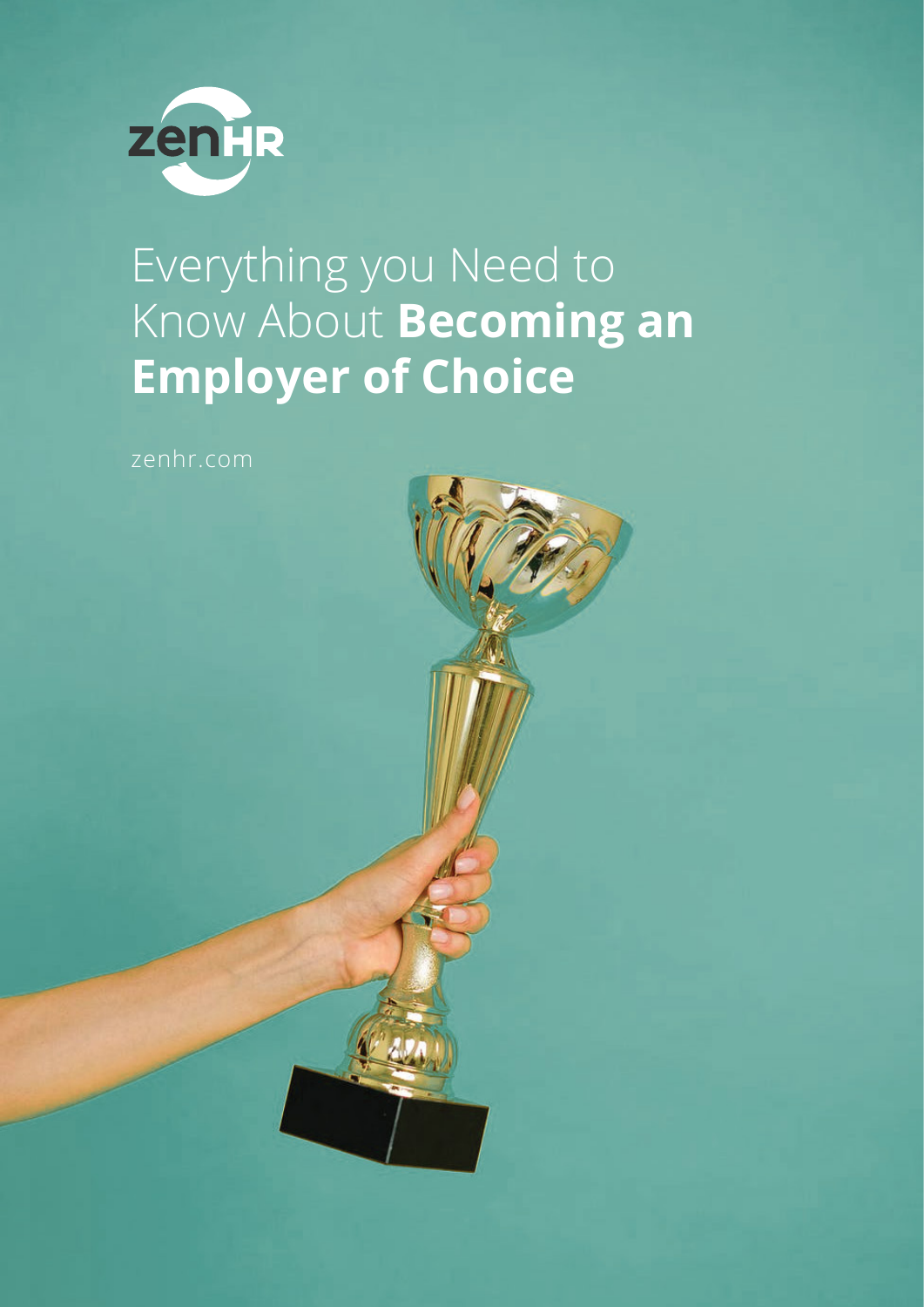# Everything you Need to Know About **Becoming an Employer of Choice**

zenhr.com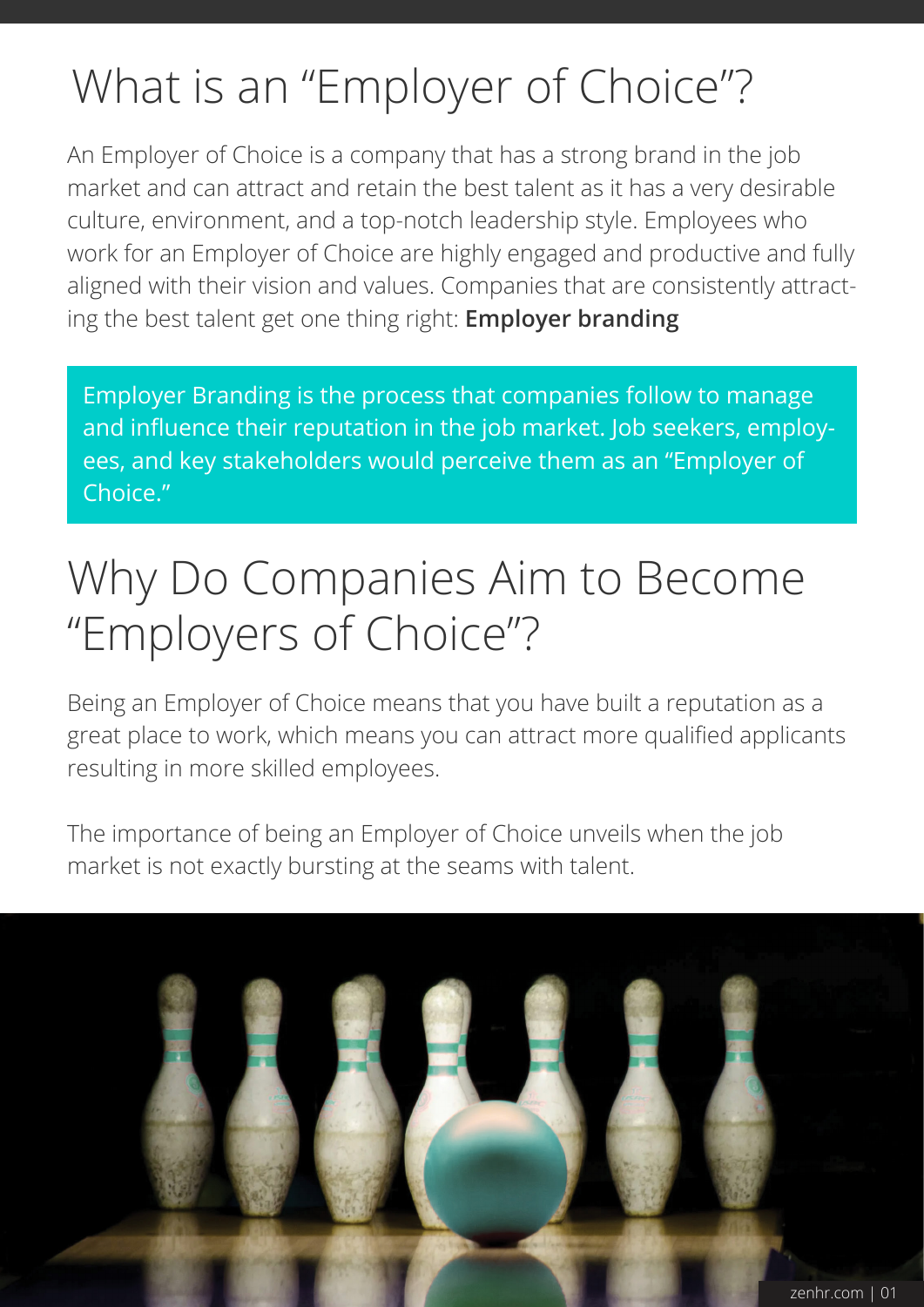# What is an "Employer of Choice"?

An Employer of Choice is a company that has a strong brand in the job market and can attract and retain the best talent as it has a very desirable culture, environment, and a top-notch leadership style. Employees who work for an Employer of Choice are highly engaged and productive and fully aligned with their vision and values. Companies that are consistently attracting the best talent get one thing right: **Employer branding**

> Employer Branding is the process that companies follow to manage and influence their reputation in the job market. Job seekers, employees, and key stakeholders would perceive them as an "Employer of Choice."

# Why Do Companies Aim to Become "Employers of Choice"?

Being an Employer of Choice means that you have built a reputation as a great place to work, which means you can attract more qualified applicants resulting in more skilled employees.

The importance of being an Employer of Choice unveils when the job market is not exactly bursting at the seams with talent.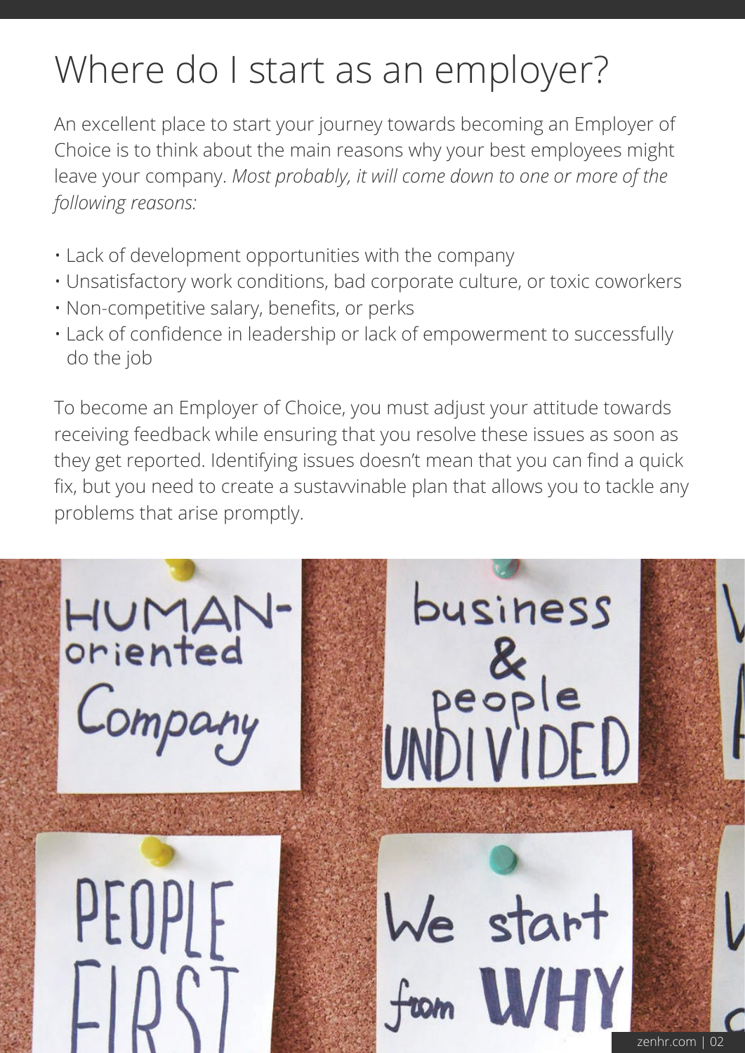# Where do I start as an employer?

An excellent place to start your journey towards becoming an Employer of Choice is to think about the main reasons why your best employees might leave your company. *Most probably, it will come down to one or more of the following reasons:*

- Lack of development opportunities with the company
- Unsatisfactory work conditions, bad corporate culture, or toxic coworkers
- Non-competitive salary, benefits, or perks
- Lack of confidence in leadership or lack of empowerment to successfully do the job

To become an Employer of Choice, you must adjust your attitude towards receiving feedback while ensuring that you resolve these issues as soon as they get reported. Identifying issues doesn't mean that you can find a quick fix, but you need to create a sustavvinable plan that allows you to tackle any problems that arise promptly.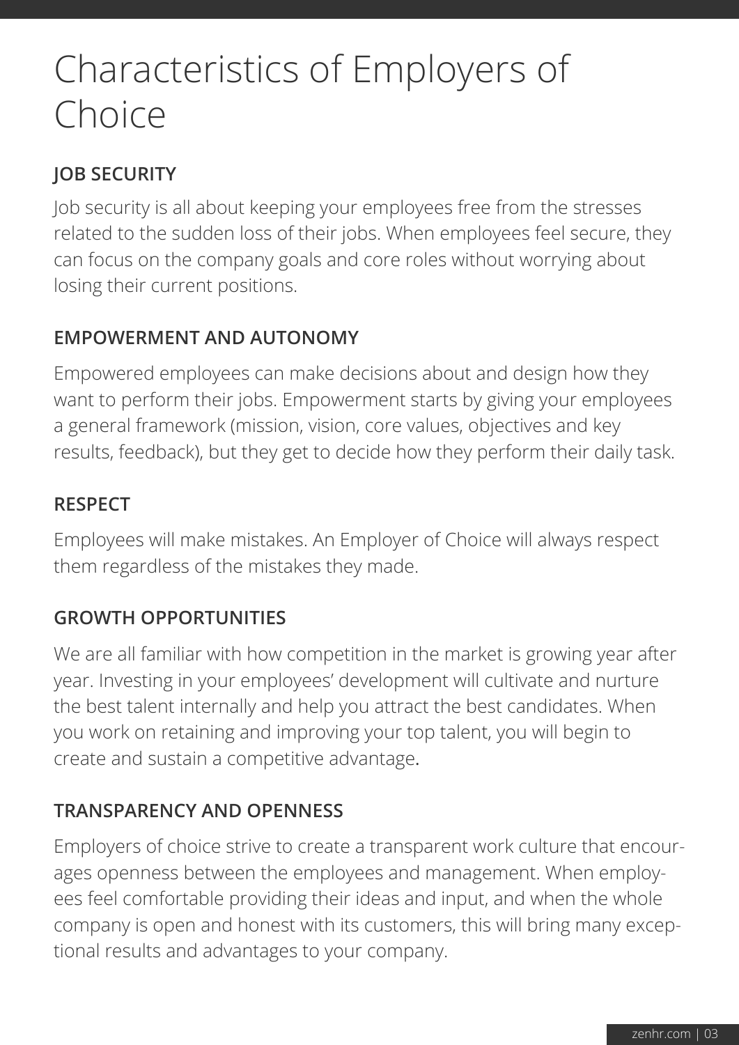# Characteristics of Employers of Choice

### JOB SECURITY

Job security is all about keeping your employees free from the stresses related to the sudden loss of their jobs. When employees feel secure, they can focus on the company goals and core roles without worrying about losing their current positions.

### EMPOWERMENT AND AUTONOMY

Empowered employees can make decisions about and design how they want to perform their jobs. Empowerment starts by giving your employees a general framework (mission, vision, core values, objectives and key results, feedback), but they get to decide how they perform their daily task.

### RESPECT

Employees will make mistakes. An Employer of Choice will always respect them regardless of the mistakes they made.

### GROWTH OPPORTUNITIES

We are all familiar with how competition in the market is growing year after year. Investing in your employees' development will cultivate and nurture the best talent internally and help you attract the best candidates. When you work on retaining and improving your top talent, you will begin to create and sustain a competitive advantage.

### TRANSPARENCY AND OPENNESS

Employers of choice strive to create a transparent work culture that encourages openness between the employees and management. When employees feel comfortable providing their ideas and input, and when the whole company is open and honest with its customers, this will bring many exceptional results and advantages to your company.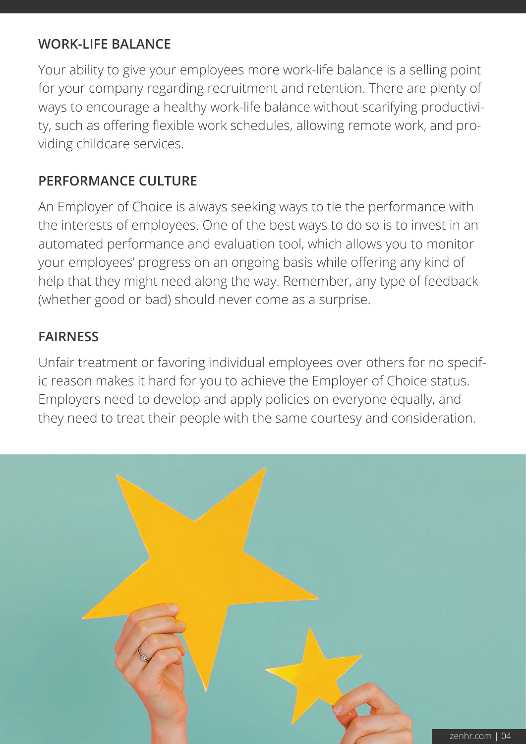### WORK-LIFE BALANCE

Your ability to give your employees more work-life balance is a selling point for your company regarding recruitment and retention. There are plenty of ways to encourage a healthy work-life balance without scarifying productivity, such as offering flexible work schedules, allowing remote work, and providing childcare services.

### PERFORMANCE CULTURE

An Employer of Choice is always seeking ways to tie the performance with the interests of employees. One of the best ways to do so is to invest in an automated performance and evaluation tool, which allows you to monitor your employees' progress on an ongoing basis while offering any kind of help that they might need along the way. Remember, any type of feedback (whether good or bad) should never come as a surprise.

### FAIRNESS

Unfair treatment or favoring individual employees over others for no specific reason makes it hard for you to achieve the Employer of Choice status. Employers need to develop and apply policies on everyone equally, and they need to treat their people with the same courtesy and consideration.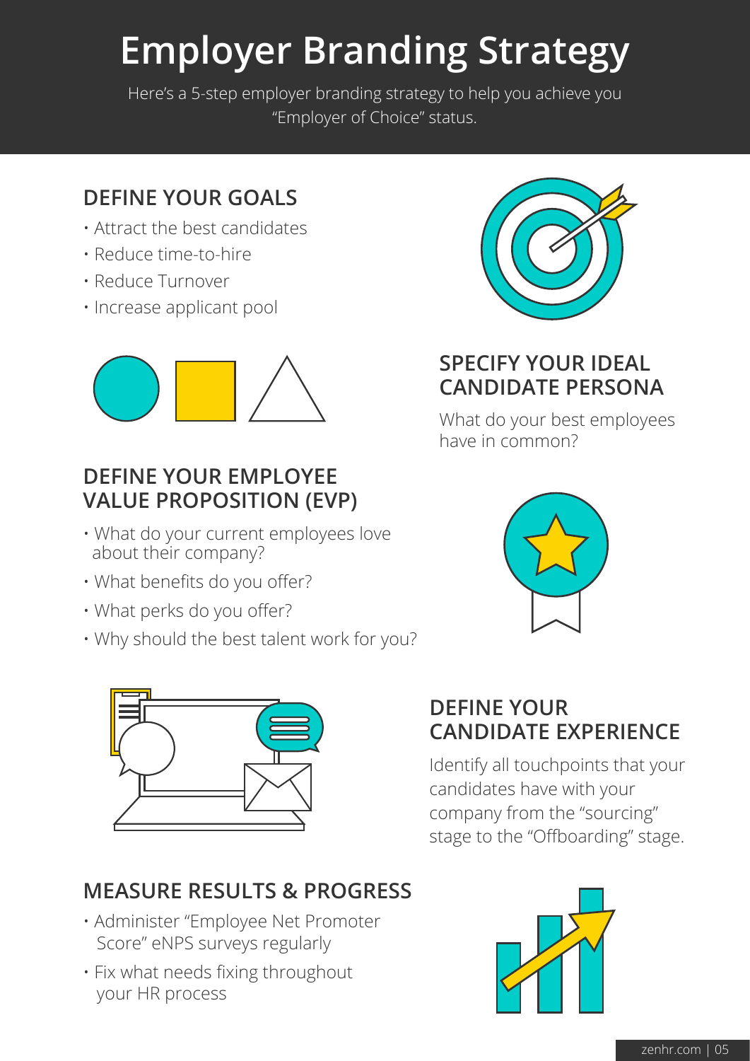# Employer Branding Strategy

Here's a 5-step employer branding strategy to help you achieve you "Employer of Choice" status.

## DEFINE YOUR GOALS

- Attract the best candidates
- Reduce time-to-hire
- Reduce Turnover
- Increase applicant pool

## SPECIFY YOUR IDEAL CANDIDATE PERSONA

What do your best employees have in common?

## DEFINE YOUR EMPLOYEE VALUE PROPOSITION (EVP)

- What do your current employees love about their company?
- What benefits do you offer?
- What perks do you offer?
- Why should the best talent work for you?

## DEFINE YOUR CANDIDATE EXPERIENCE

Identify all touchpoints that your candidates have with your company from the "sourcing" stage to the "Offboarding" stage.

## MEASURE RESULTS & PROGRESS

- Administer "Employee Net Promoter Score" eNPS surveys regularly
- Fix what needs fixing throughout your HR process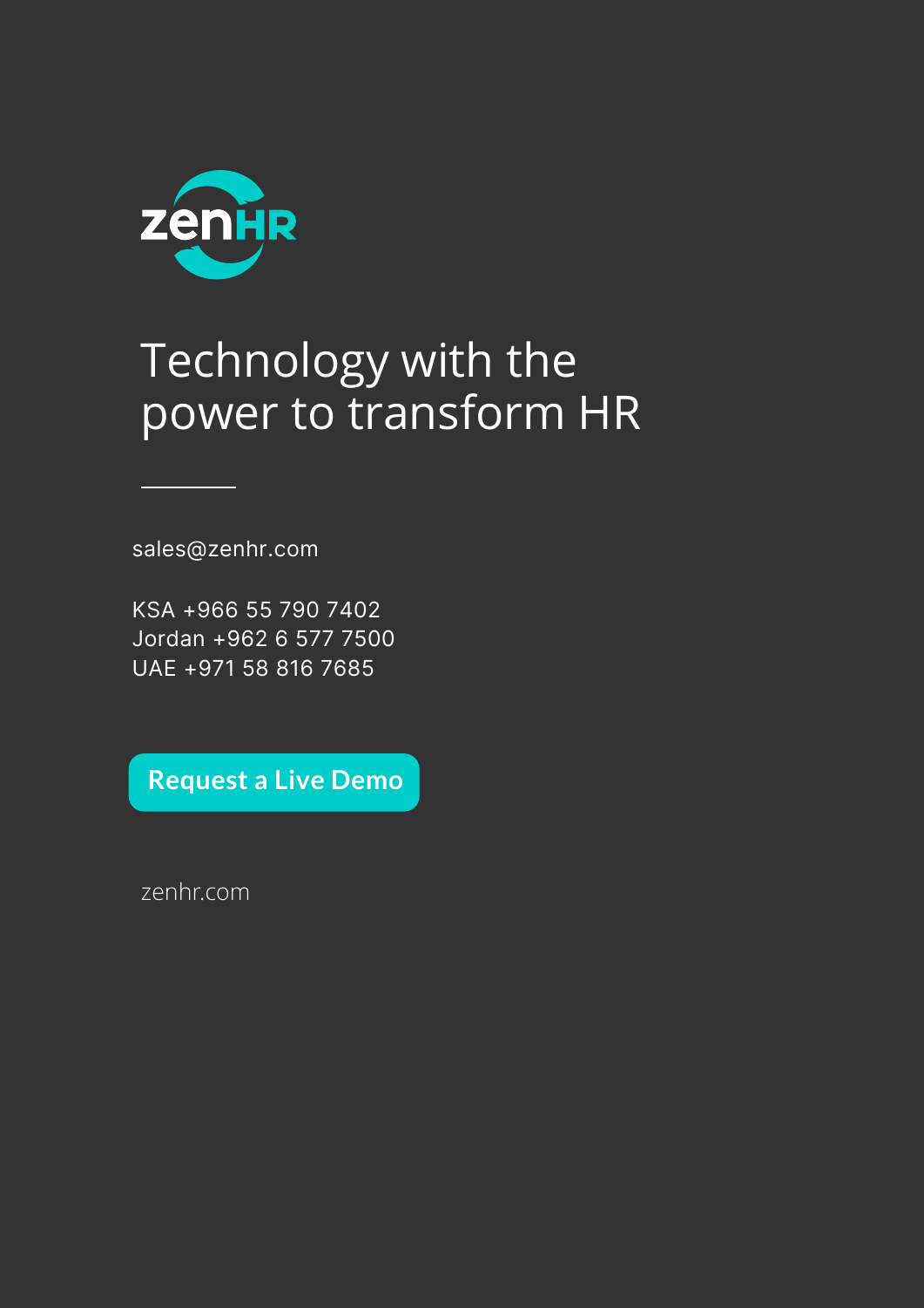zenHR

# Technology with the power to transform HR

sales@zenhr.com

KSA +966 55 790 7402
Jordan +962 6 577 7500
UAE +971 58 816 7685

**Request a Live Demo**

zenhr.com